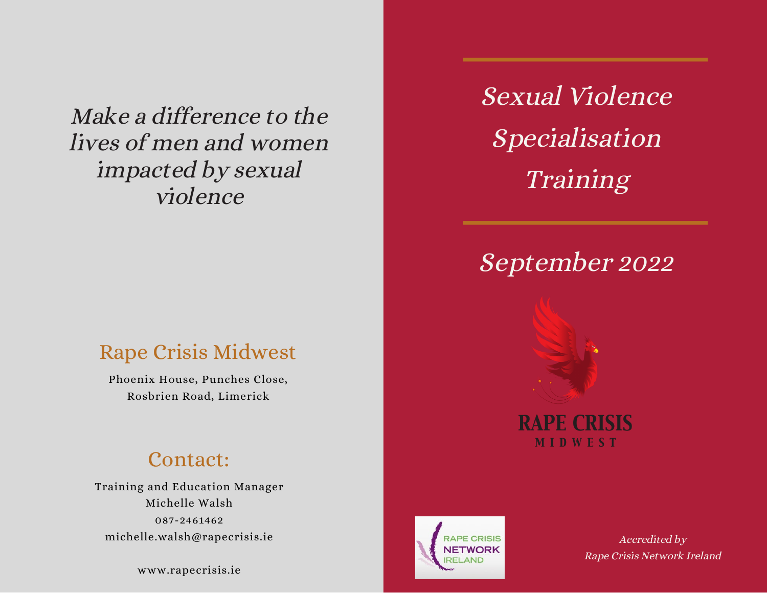*Make a difference to the lives of men and women impacted by sexual violence*

## Rape Crisis Midwest

Phoenix House, Punches Close,
Rosbrien Road, Limerick

## Contact:

Training and Education Manager
Michelle Walsh
087-2461462
michelle.walsh@rapecrisis.ie

www.rapecrisis.ie

# *Sexual Violence Specialisation Training*

## *September 2022*

RAPE CRISIS
MIDWEST

RAPE CRISIS NETWORK IRELAND

*Accredited by Rape Crisis Network Ireland*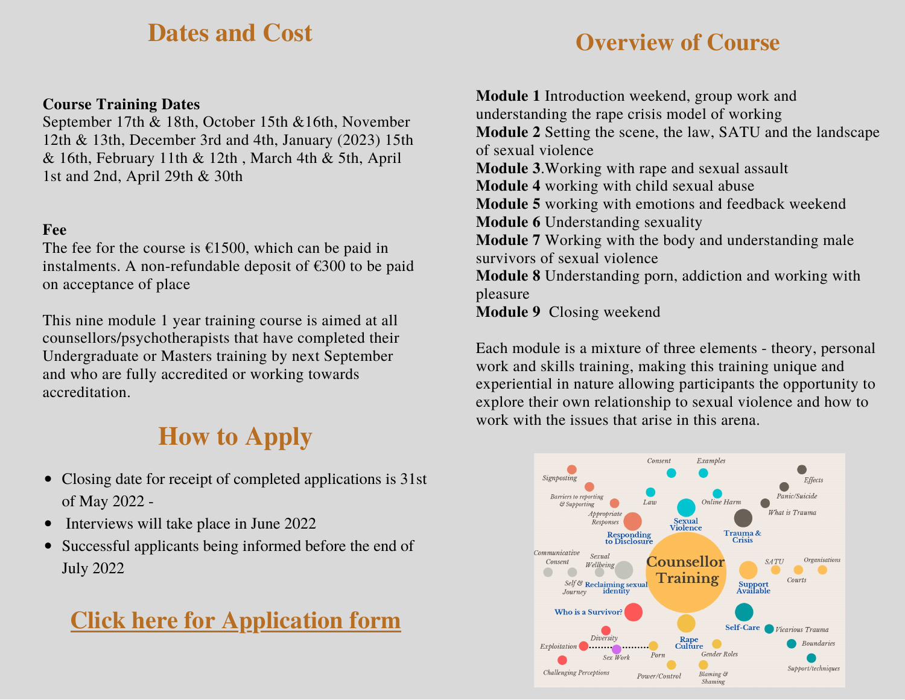## Dates and Cost

**Course Training Dates**
September 17th & 18th, October 15th &16th, November 12th & 13th, December 3rd and 4th, January (2023) 15th & 16th, February 11th & 12th , March 4th & 5th, April 1st and 2nd, April 29th & 30th

**Fee**
The fee for the course is €1500, which can be paid in instalments. A non-refundable deposit of €300 to be paid on acceptance of place

This nine module 1 year training course is aimed at all counsellors/psychotherapists that have completed their Undergraduate or Masters training by next September and who are fully accredited or working towards accreditation.

## How to Apply

- Closing date for receipt of completed applications is 31st of May 2022 -
- Interviews will take place in June 2022
- Successful applicants being informed before the end of July 2022

## Click here for Application form

## Overview of Course

**Module 1** Introduction weekend, group work and understanding the rape crisis model of working
**Module 2** Setting the scene, the law, SATU and the landscape of sexual violence
**Module 3**.Working with rape and sexual assault
**Module 4** working with child sexual abuse
**Module 5** working with emotions and feedback weekend
**Module 6** Understanding sexuality
**Module 7** Working with the body and understanding male survivors of sexual violence
**Module 8** Understanding porn, addiction and working with pleasure
**Module 9** Closing weekend

Each module is a mixture of three elements - theory, personal work and skills training, making this training unique and experiential in nature allowing participants the opportunity to explore their own relationship to sexual violence and how to work with the issues that arise in this arena.

Counsellor Training

Sexual Violence
Consent
Examples
Law
Online Harm

Trauma & Crisis
Effects
Panic/Suicide
What is Trauma

Support Available
SATU
Courts
Organisations

Self-Care
Vicarious Trauma
Boundaries
Support/techniques

Rape Culture
Gender Roles
Blaming & Shaming
Power/Control
Porn

Who is a Survivor?
Diversity
Exploitation
Sex Work
Challenging Perceptions

Reclaiming sexual identity
Communicative Consent
Self & Journey
Sexual Wellbeing

Responding to Disclosure
Signposting
Barriers to reporting & Supporting
Appropriate Responses